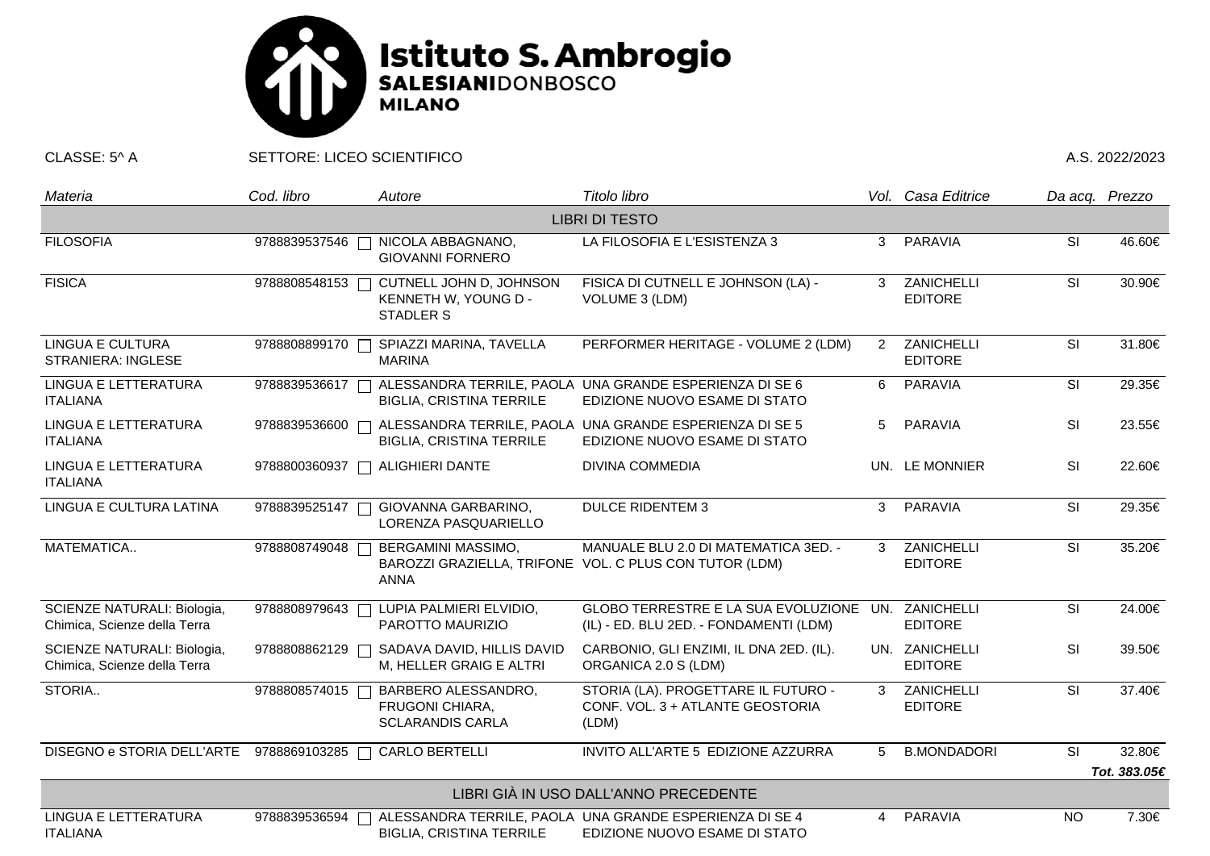# Istituto S. Ambrogio
**SALESIANI**DONBOSCO
**MILANO**

CLASSE: 5^ A SETTORE: LICEO SCIENTIFICO A.S. 2022/2023

| *Materia* | *Cod. libro* | *Autore* | *Titolo libro* | *Vol.* | *Casa Editrice* | *Da acq.* | *Prezzo* |
|---|---|---|---|---|---|---|---|
| | | | LIBRI DI TESTO | | | | |
| FILOSOFIA | 9788839537546 | NICOLA ABBAGNANO, GIOVANNI FORNERO | LA FILOSOFIA E L'ESISTENZA 3 | 3 | PARAVIA | SI | 46.60€ |
| FISICA | 9788808548153 | CUTNELL JOHN D, JOHNSON KENNETH W, YOUNG D - STADLER S | FISICA DI CUTNELL E JOHNSON (LA) - VOLUME 3 (LDM) | 3 | ZANICHELLI EDITORE | SI | 30.90€ |
| LINGUA E CULTURA STRANIERA: INGLESE | 9788808899170 | SPIAZZI MARINA, TAVELLA MARINA | PERFORMER HERITAGE - VOLUME 2 (LDM) | 2 | ZANICHELLI EDITORE | SI | 31.80€ |
| LINGUA E LETTERATURA ITALIANA | 9788839536617 | ALESSANDRA TERRILE, PAOLA BIGLIA, CRISTINA TERRILE | UNA GRANDE ESPERIENZA DI SE 6 EDIZIONE NUOVO ESAME DI STATO | 6 | PARAVIA | SI | 29.35€ |
| LINGUA E LETTERATURA ITALIANA | 9788839536600 | ALESSANDRA TERRILE, PAOLA BIGLIA, CRISTINA TERRILE | UNA GRANDE ESPERIENZA DI SE 5 EDIZIONE NUOVO ESAME DI STATO | 5 | PARAVIA | SI | 23.55€ |
| LINGUA E LETTERATURA ITALIANA | 9788800360937 | ALIGHIERI DANTE | DIVINA COMMEDIA | UN. | LE MONNIER | SI | 22.60€ |
| LINGUA E CULTURA LATINA | 9788839525147 | GIOVANNA GARBARINO, LORENZA PASQUARIELLO | DULCE RIDENTEM 3 | 3 | PARAVIA | SI | 29.35€ |
| MATEMATICA.. | 9788808749048 | BERGAMINI MASSIMO, BAROZZI GRAZIELLA, TRIFONE ANNA | MANUALE BLU 2.0 DI MATEMATICA 3ED. - VOL. C PLUS CON TUTOR (LDM) | 3 | ZANICHELLI EDITORE | SI | 35.20€ |
| SCIENZE NATURALI: Biologia, Chimica, Scienze della Terra | 9788808979643 | LUPIA PALMIERI ELVIDIO, PAROTTO MAURIZIO | GLOBO TERRESTRE E LA SUA EVOLUZIONE (IL) - ED. BLU 2ED. - FONDAMENTI (LDM) | UN. | ZANICHELLI EDITORE | SI | 24.00€ |
| SCIENZE NATURALI: Biologia, Chimica, Scienze della Terra | 9788808862129 | SADAVA DAVID, HILLIS DAVID M, HELLER GRAIG E ALTRI | CARBONIO, GLI ENZIMI, IL DNA 2ED. (IL). ORGANICA 2.0 S (LDM) | UN. | ZANICHELLI EDITORE | SI | 39.50€ |
| STORIA.. | 9788808574015 | BARBERO ALESSANDRO, FRUGONI CHIARA, SCLARANDIS CARLA | STORIA (LA). PROGETTARE IL FUTURO - CONF. VOL. 3 + ATLANTE GEOSTORIA (LDM) | 3 | ZANICHELLI EDITORE | SI | 37.40€ |
| DISEGNO e STORIA DELL'ARTE | 9788869103285 | CARLO BERTELLI | INVITO ALL'ARTE 5 EDIZIONE AZZURRA | 5 | B.MONDADORI | SI | 32.80€ |
| | | | | | | | ***Tot. 383.05€*** |
| | | | LIBRI GIÀ IN USO DALL'ANNO PRECEDENTE | | | | |
| LINGUA E LETTERATURA ITALIANA | 9788839536594 | ALESSANDRA TERRILE, PAOLA BIGLIA, CRISTINA TERRILE | UNA GRANDE ESPERIENZA DI SE 4 EDIZIONE NUOVO ESAME DI STATO | 4 | PARAVIA | NO | 7.30€ |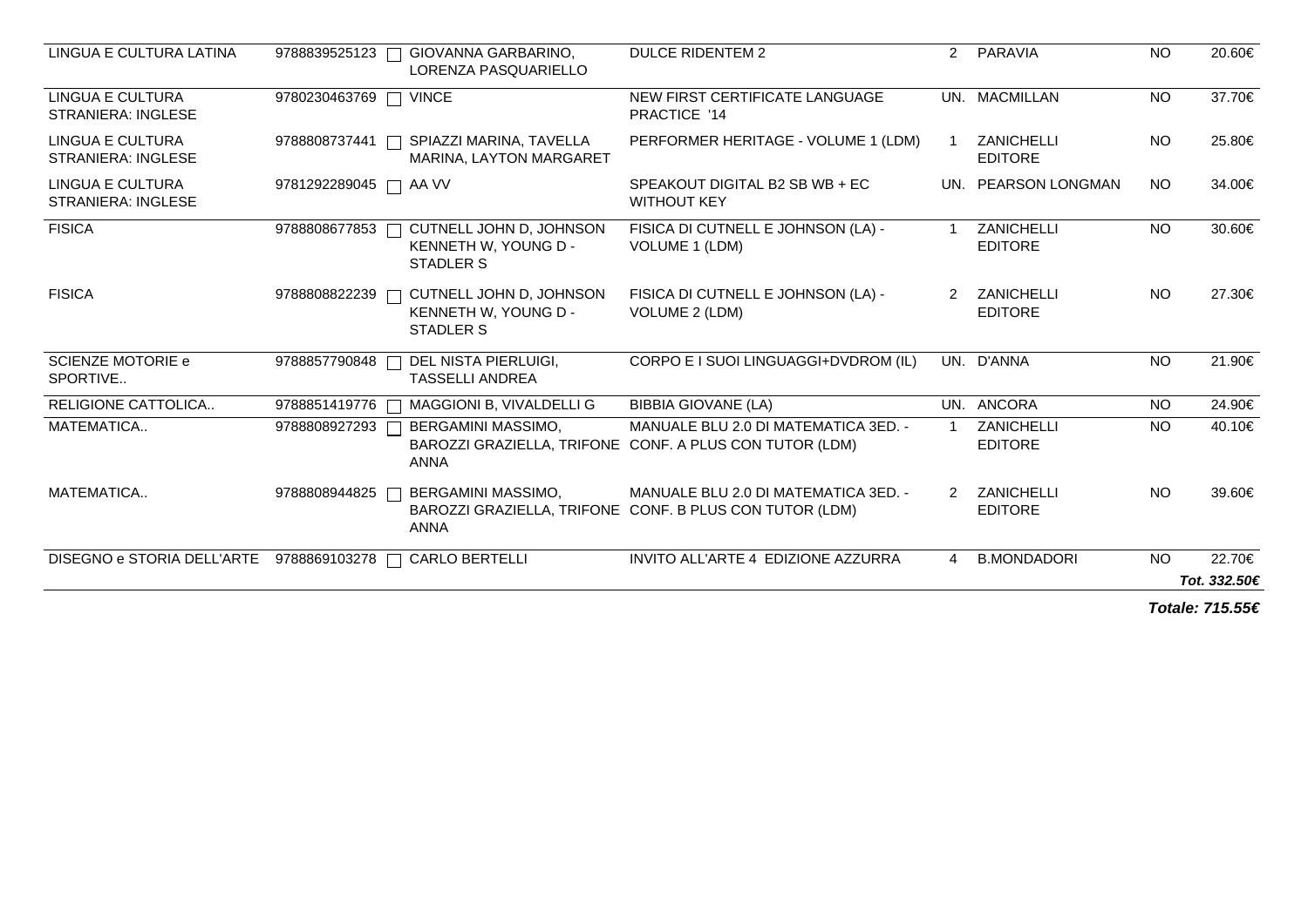| | | | | | | | | |
|---|---|---|---|---|---|---|---|---|
| LINGUA E CULTURA LATINA | 9788839525123 | ☐ | GIOVANNA GARBARINO, LORENZA PASQUARIELLO | DULCE RIDENTEM 2 | 2 | PARAVIA | NO | 20.60€ |
| LINGUA E CULTURA STRANIERA: INGLESE | 9780230463769 | ☐ | VINCE | NEW FIRST CERTIFICATE LANGUAGE PRACTICE '14 | UN. | MACMILLAN | NO | 37.70€ |
| LINGUA E CULTURA STRANIERA: INGLESE | 9788808737441 | ☐ | SPIAZZI MARINA, TAVELLA MARINA, LAYTON MARGARET | PERFORMER HERITAGE - VOLUME 1 (LDM) | 1 | ZANICHELLI EDITORE | NO | 25.80€ |
| LINGUA E CULTURA STRANIERA: INGLESE | 9781292289045 | ☐ | AA VV | SPEAKOUT DIGITAL B2 SB WB + EC WITHOUT KEY | UN. | PEARSON LONGMAN | NO | 34.00€ |
| FISICA | 9788808677853 | ☐ | CUTNELL JOHN D, JOHNSON KENNETH W, YOUNG D - STADLER S | FISICA DI CUTNELL E JOHNSON (LA) - VOLUME 1 (LDM) | 1 | ZANICHELLI EDITORE | NO | 30.60€ |
| FISICA | 9788808822239 | ☐ | CUTNELL JOHN D, JOHNSON KENNETH W, YOUNG D - STADLER S | FISICA DI CUTNELL E JOHNSON (LA) - VOLUME 2 (LDM) | 2 | ZANICHELLI EDITORE | NO | 27.30€ |
| SCIENZE MOTORIE e SPORTIVE.. | 9788857790848 | ☐ | DEL NISTA PIERLUIGI, TASSELLI ANDREA | CORPO E I SUOI LINGUAGGI+DVDROM (IL) | UN. | D'ANNA | NO | 21.90€ |
| RELIGIONE CATTOLICA.. | 9788851419776 | ☐ | MAGGIONI B, VIVALDELLI G | BIBBIA GIOVANE (LA) | UN. | ANCORA | NO | 24.90€ |
| MATEMATICA.. | 9788808927293 | ☐ | BERGAMINI MASSIMO, BAROZZI GRAZIELLA, TRIFONE ANNA | MANUALE BLU 2.0 DI MATEMATICA 3ED. - CONF. A PLUS CON TUTOR (LDM) | 1 | ZANICHELLI EDITORE | NO | 40.10€ |
| MATEMATICA.. | 9788808944825 | ☐ | BERGAMINI MASSIMO, BAROZZI GRAZIELLA, TRIFONE ANNA | MANUALE BLU 2.0 DI MATEMATICA 3ED. - CONF. B PLUS CON TUTOR (LDM) | 2 | ZANICHELLI EDITORE | NO | 39.60€ |
| DISEGNO e STORIA DELL'ARTE | 9788869103278 | ☐ | CARLO BERTELLI | INVITO ALL'ARTE 4 EDIZIONE AZZURRA | 4 | B.MONDADORI | NO | 22.70€ |
| | | | | | | | | *Tot. 332.50€* |

***Totale: 715.55€***